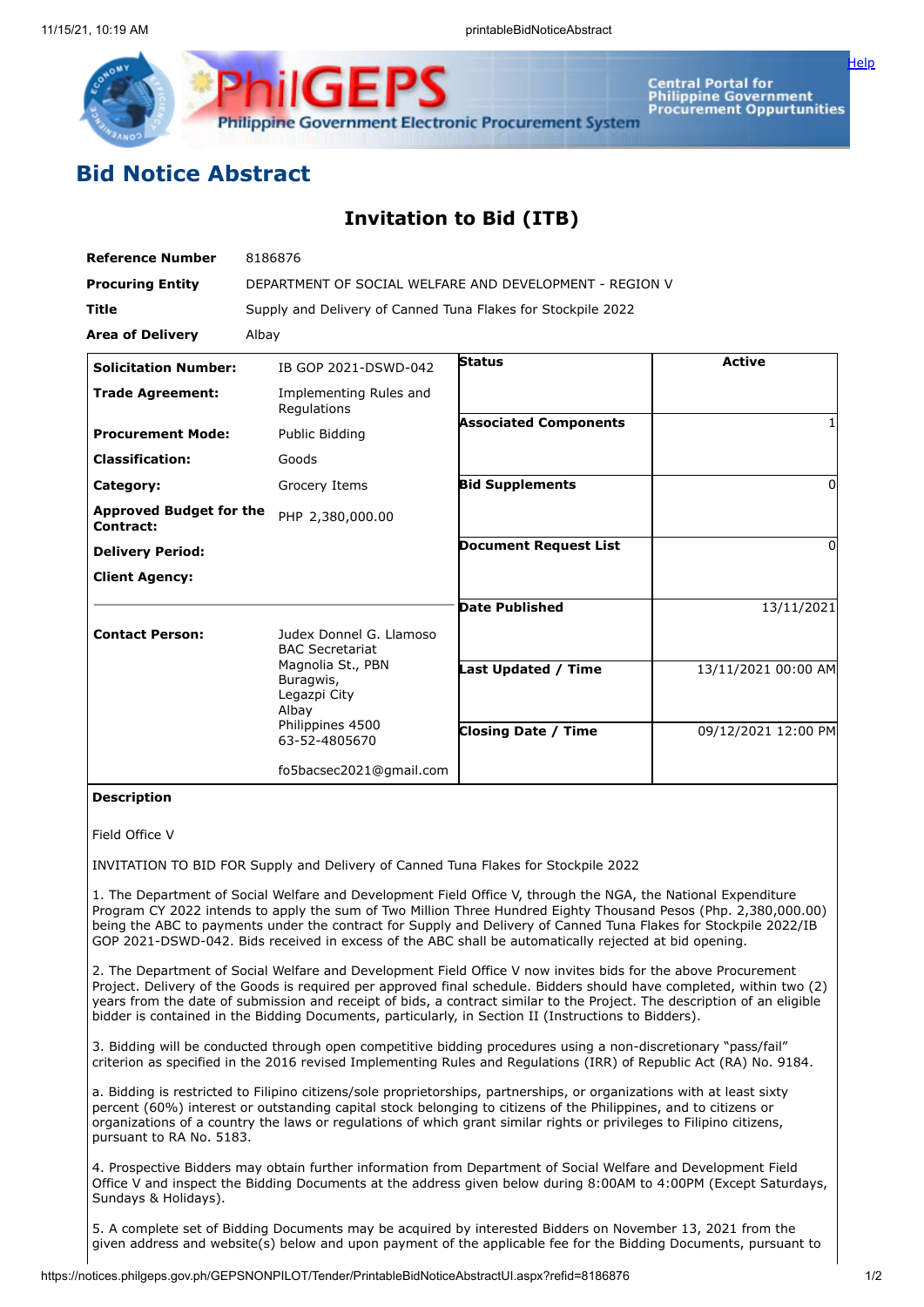# Bid Notice Abstract

## Invitation to Bid (ITB)

| | |
|---|---|
| **Reference Number** | 8186876 |
| **Procuring Entity** | DEPARTMENT OF SOCIAL WELFARE AND DEVELOPMENT - REGION V |
| **Title** | Supply and Delivery of Canned Tuna Flakes for Stockpile 2022 |
| **Area of Delivery** | Albay |

| | | | |
|---|---|---|---|
| **Solicitation Number:** | IB GOP 2021-DSWD-042 | **Status** | Active |
| **Trade Agreement:** | Implementing Rules and Regulations | | |
| **Procurement Mode:** | Public Bidding | **Associated Components** | 1 |
| **Classification:** | Goods | | |
| **Category:** | Grocery Items | **Bid Supplements** | 0 |
| **Approved Budget for the Contract:** | PHP 2,380,000.00 | | |
| **Delivery Period:** | | **Document Request List** | 0 |
| **Client Agency:** | | | |
| | | **Date Published** | 13/11/2021 |
| **Contact Person:** | Judex Donnel G. Llamoso<br>BAC Secretariat<br>Magnolia St., PBN<br>Buragwis,<br>Legazpi City<br>Albay<br>Philippines 4500<br>63-52-4805670<br><br>fo5bacsec2021@gmail.com | **Last Updated / Time** | 13/11/2021 00:00 AM |
| | | **Closing Date / Time** | 09/12/2021 12:00 PM |

**Description**

Field Office V

INVITATION TO BID FOR Supply and Delivery of Canned Tuna Flakes for Stockpile 2022

1. The Department of Social Welfare and Development Field Office V, through the NGA, the National Expenditure Program CY 2022 intends to apply the sum of Two Million Three Hundred Eighty Thousand Pesos (Php. 2,380,000.00) being the ABC to payments under the contract for Supply and Delivery of Canned Tuna Flakes for Stockpile 2022/IB GOP 2021-DSWD-042. Bids received in excess of the ABC shall be automatically rejected at bid opening.

2. The Department of Social Welfare and Development Field Office V now invites bids for the above Procurement Project. Delivery of the Goods is required per approved final schedule. Bidders should have completed, within two (2) years from the date of submission and receipt of bids, a contract similar to the Project. The description of an eligible bidder is contained in the Bidding Documents, particularly, in Section II (Instructions to Bidders).

3. Bidding will be conducted through open competitive bidding procedures using a non-discretionary "pass/fail" criterion as specified in the 2016 revised Implementing Rules and Regulations (IRR) of Republic Act (RA) No. 9184.

a. Bidding is restricted to Filipino citizens/sole proprietorships, partnerships, or organizations with at least sixty percent (60%) interest or outstanding capital stock belonging to citizens of the Philippines, and to citizens or organizations of a country the laws or regulations of which grant similar rights or privileges to Filipino citizens, pursuant to RA No. 5183.

4. Prospective Bidders may obtain further information from Department of Social Welfare and Development Field Office V and inspect the Bidding Documents at the address given below during 8:00AM to 4:00PM (Except Saturdays, Sundays & Holidays).

5. A complete set of Bidding Documents may be acquired by interested Bidders on November 13, 2021 from the given address and website(s) below and upon payment of the applicable fee for the Bidding Documents, pursuant to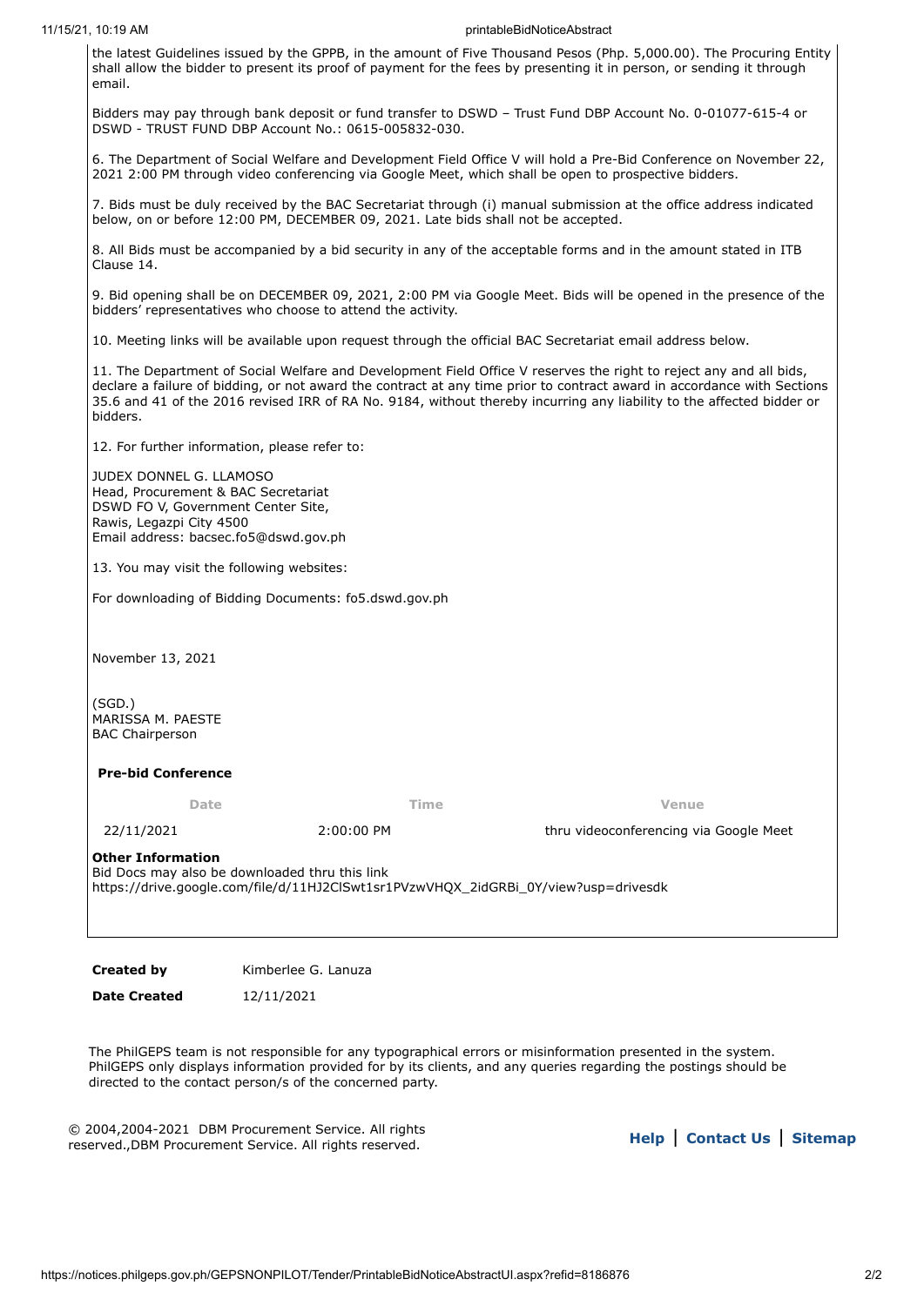the latest Guidelines issued by the GPPB, in the amount of Five Thousand Pesos (Php. 5,000.00). The Procuring Entity shall allow the bidder to present its proof of payment for the fees by presenting it in person, or sending it through email.

Bidders may pay through bank deposit or fund transfer to DSWD – Trust Fund DBP Account No. 0-01077-615-4 or DSWD - TRUST FUND DBP Account No.: 0615-005832-030.

6. The Department of Social Welfare and Development Field Office V will hold a Pre-Bid Conference on November 22, 2021 2:00 PM through video conferencing via Google Meet, which shall be open to prospective bidders.

7. Bids must be duly received by the BAC Secretariat through (i) manual submission at the office address indicated below, on or before 12:00 PM, DECEMBER 09, 2021. Late bids shall not be accepted.

8. All Bids must be accompanied by a bid security in any of the acceptable forms and in the amount stated in ITB Clause 14.

9. Bid opening shall be on DECEMBER 09, 2021, 2:00 PM via Google Meet. Bids will be opened in the presence of the bidders' representatives who choose to attend the activity.

10. Meeting links will be available upon request through the official BAC Secretariat email address below.

11. The Department of Social Welfare and Development Field Office V reserves the right to reject any and all bids, declare a failure of bidding, or not award the contract at any time prior to contract award in accordance with Sections 35.6 and 41 of the 2016 revised IRR of RA No. 9184, without thereby incurring any liability to the affected bidder or bidders.

12. For further information, please refer to:

JUDEX DONNEL G. LLAMOSO
Head, Procurement & BAC Secretariat
DSWD FO V, Government Center Site,
Rawis, Legazpi City 4500
Email address: bacsec.fo5@dswd.gov.ph

13. You may visit the following websites:

For downloading of Bidding Documents: fo5.dswd.gov.ph

November 13, 2021

(SGD.)
MARISSA M. PAESTE
BAC Chairperson

**Pre-bid Conference**

| Date | Time | Venue |
|---|---|---|
| 22/11/2021 | 2:00:00 PM | thru videoconferencing via Google Meet |

**Other Information**
Bid Docs may also be downloaded thru this link
https://drive.google.com/file/d/11HJ2ClSwt1sr1PVzwVHQX_2idGRBi_0Y/view?usp=drivesdk

| | |
|---|---|
| **Created by** | Kimberlee G. Lanuza |
| **Date Created** | 12/11/2021 |

The PhilGEPS team is not responsible for any typographical errors or misinformation presented in the system. PhilGEPS only displays information provided for by its clients, and any queries regarding the postings should be directed to the contact person/s of the concerned party.

© 2004,2004-2021 DBM Procurement Service. All rights reserved.,DBM Procurement Service. All rights reserved.

**Help** | **Contact Us** | **Sitemap**